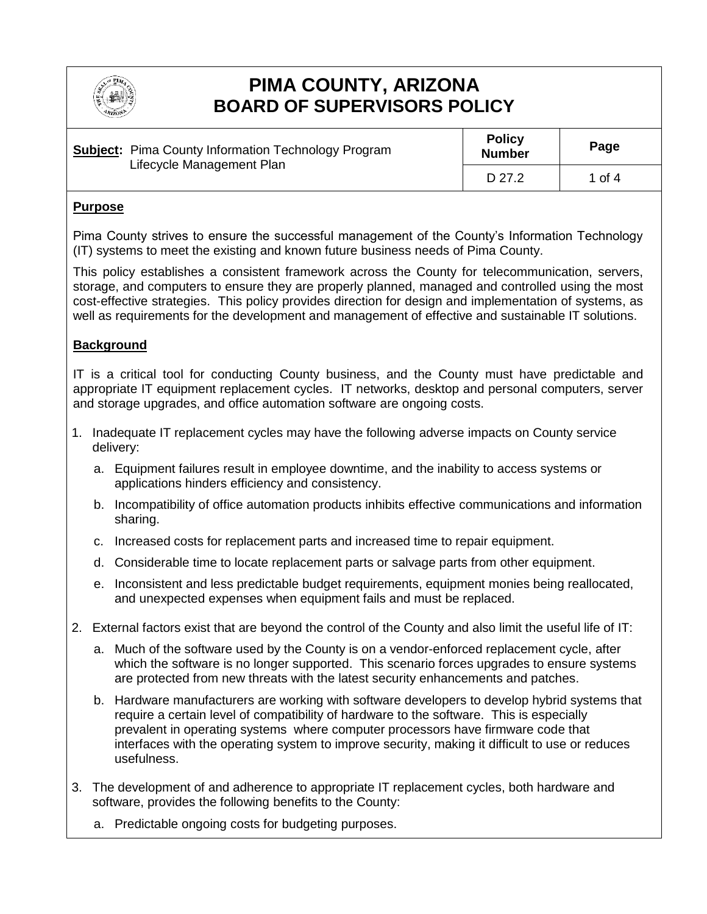# PIMA COUNTY, ARIZONA
# BOARD OF SUPERVISORS POLICY

| **Subject:** Pima County Information Technology Program Lifecycle Management Plan | **Policy Number** | **Page** |
|---|---|---|
| | D 27.2 | 1 of 4 |

## Purpose

Pima County strives to ensure the successful management of the County's Information Technology (IT) systems to meet the existing and known future business needs of Pima County.

This policy establishes a consistent framework across the County for telecommunication, servers, storage, and computers to ensure they are properly planned, managed and controlled using the most cost-effective strategies. This policy provides direction for design and implementation of systems, as well as requirements for the development and management of effective and sustainable IT solutions.

## Background

IT is a critical tool for conducting County business, and the County must have predictable and appropriate IT equipment replacement cycles. IT networks, desktop and personal computers, server and storage upgrades, and office automation software are ongoing costs.

1. Inadequate IT replacement cycles may have the following adverse impacts on County service delivery:
   a. Equipment failures result in employee downtime, and the inability to access systems or applications hinders efficiency and consistency.
   b. Incompatibility of office automation products inhibits effective communications and information sharing.
   c. Increased costs for replacement parts and increased time to repair equipment.
   d. Considerable time to locate replacement parts or salvage parts from other equipment.
   e. Inconsistent and less predictable budget requirements, equipment monies being reallocated, and unexpected expenses when equipment fails and must be replaced.
2. External factors exist that are beyond the control of the County and also limit the useful life of IT:
   a. Much of the software used by the County is on a vendor-enforced replacement cycle, after which the software is no longer supported. This scenario forces upgrades to ensure systems are protected from new threats with the latest security enhancements and patches.
   b. Hardware manufacturers are working with software developers to develop hybrid systems that require a certain level of compatibility of hardware to the software. This is especially prevalent in operating systems where computer processors have firmware code that interfaces with the operating system to improve security, making it difficult to use or reduces usefulness.
3. The development of and adherence to appropriate IT replacement cycles, both hardware and software, provides the following benefits to the County:
   a. Predictable ongoing costs for budgeting purposes.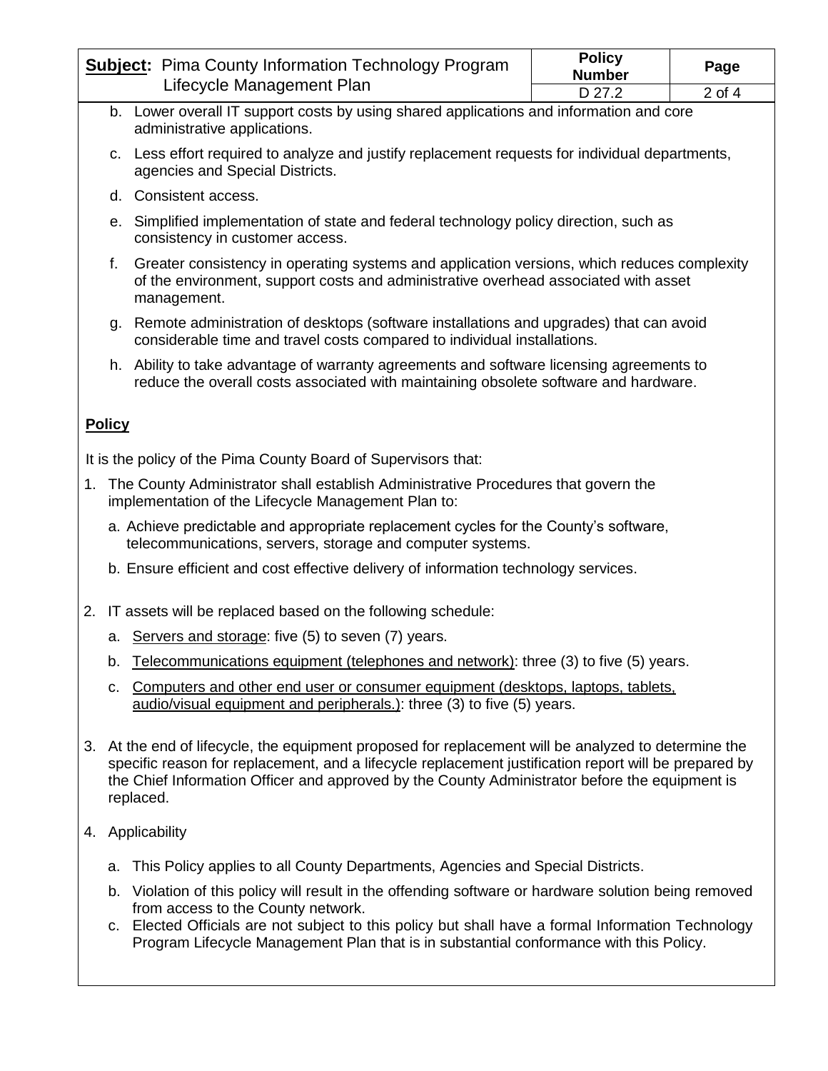b. Lower overall IT support costs by using shared applications and information and core administrative applications.

c. Less effort required to analyze and justify replacement requests for individual departments, agencies and Special Districts.

d. Consistent access.

e. Simplified implementation of state and federal technology policy direction, such as consistency in customer access.

f. Greater consistency in operating systems and application versions, which reduces complexity of the environment, support costs and administrative overhead associated with asset management.

g. Remote administration of desktops (software installations and upgrades) that can avoid considerable time and travel costs compared to individual installations.

h. Ability to take advantage of warranty agreements and software licensing agreements to reduce the overall costs associated with maintaining obsolete software and hardware.

## Policy

It is the policy of the Pima County Board of Supervisors that:

1. The County Administrator shall establish Administrative Procedures that govern the implementation of the Lifecycle Management Plan to:

   a. Achieve predictable and appropriate replacement cycles for the County's software, telecommunications, servers, storage and computer systems.

   b. Ensure efficient and cost effective delivery of information technology services.

2. IT assets will be replaced based on the following schedule:

   a. <u>Servers and storage</u>: five (5) to seven (7) years.

   b. <u>Telecommunications equipment (telephones and network)</u>: three (3) to five (5) years.

   c. <u>Computers and other end user or consumer equipment (desktops, laptops, tablets, audio/visual equipment and peripherals.)</u>: three (3) to five (5) years.

3. At the end of lifecycle, the equipment proposed for replacement will be analyzed to determine the specific reason for replacement, and a lifecycle replacement justification report will be prepared by the Chief Information Officer and approved by the County Administrator before the equipment is replaced.

4. Applicability

   a. This Policy applies to all County Departments, Agencies and Special Districts.

   b. Violation of this policy will result in the offending software or hardware solution being removed from access to the County network.

   c. Elected Officials are not subject to this policy but shall have a formal Information Technology Program Lifecycle Management Plan that is in substantial conformance with this Policy.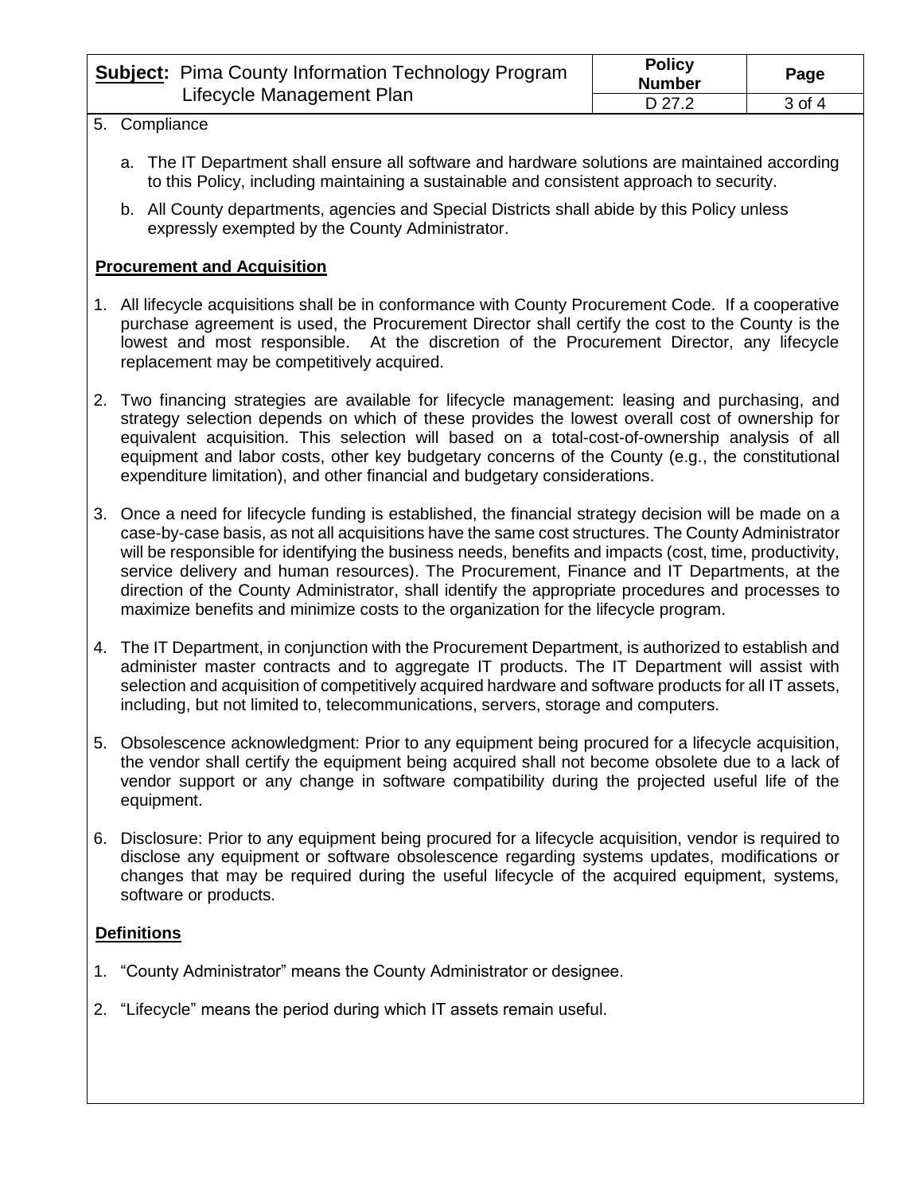5. Compliance

   a. The IT Department shall ensure all software and hardware solutions are maintained according to this Policy, including maintaining a sustainable and consistent approach to security.

   b. All County departments, agencies and Special Districts shall abide by this Policy unless expressly exempted by the County Administrator.

**Procurement and Acquisition**

1. All lifecycle acquisitions shall be in conformance with County Procurement Code. If a cooperative purchase agreement is used, the Procurement Director shall certify the cost to the County is the lowest and most responsible. At the discretion of the Procurement Director, any lifecycle replacement may be competitively acquired.

2. Two financing strategies are available for lifecycle management: leasing and purchasing, and strategy selection depends on which of these provides the lowest overall cost of ownership for equivalent acquisition. This selection will based on a total-cost-of-ownership analysis of all equipment and labor costs, other key budgetary concerns of the County (e.g., the constitutional expenditure limitation), and other financial and budgetary considerations.

3. Once a need for lifecycle funding is established, the financial strategy decision will be made on a case-by-case basis, as not all acquisitions have the same cost structures. The County Administrator will be responsible for identifying the business needs, benefits and impacts (cost, time, productivity, service delivery and human resources). The Procurement, Finance and IT Departments, at the direction of the County Administrator, shall identify the appropriate procedures and processes to maximize benefits and minimize costs to the organization for the lifecycle program.

4. The IT Department, in conjunction with the Procurement Department, is authorized to establish and administer master contracts and to aggregate IT products. The IT Department will assist with selection and acquisition of competitively acquired hardware and software products for all IT assets, including, but not limited to, telecommunications, servers, storage and computers.

5. Obsolescence acknowledgment: Prior to any equipment being procured for a lifecycle acquisition, the vendor shall certify the equipment being acquired shall not become obsolete due to a lack of vendor support or any change in software compatibility during the projected useful life of the equipment.

6. Disclosure: Prior to any equipment being procured for a lifecycle acquisition, vendor is required to disclose any equipment or software obsolescence regarding systems updates, modifications or changes that may be required during the useful lifecycle of the acquired equipment, systems, software or products.

**Definitions**

1. "County Administrator" means the County Administrator or designee.

2. "Lifecycle" means the period during which IT assets remain useful.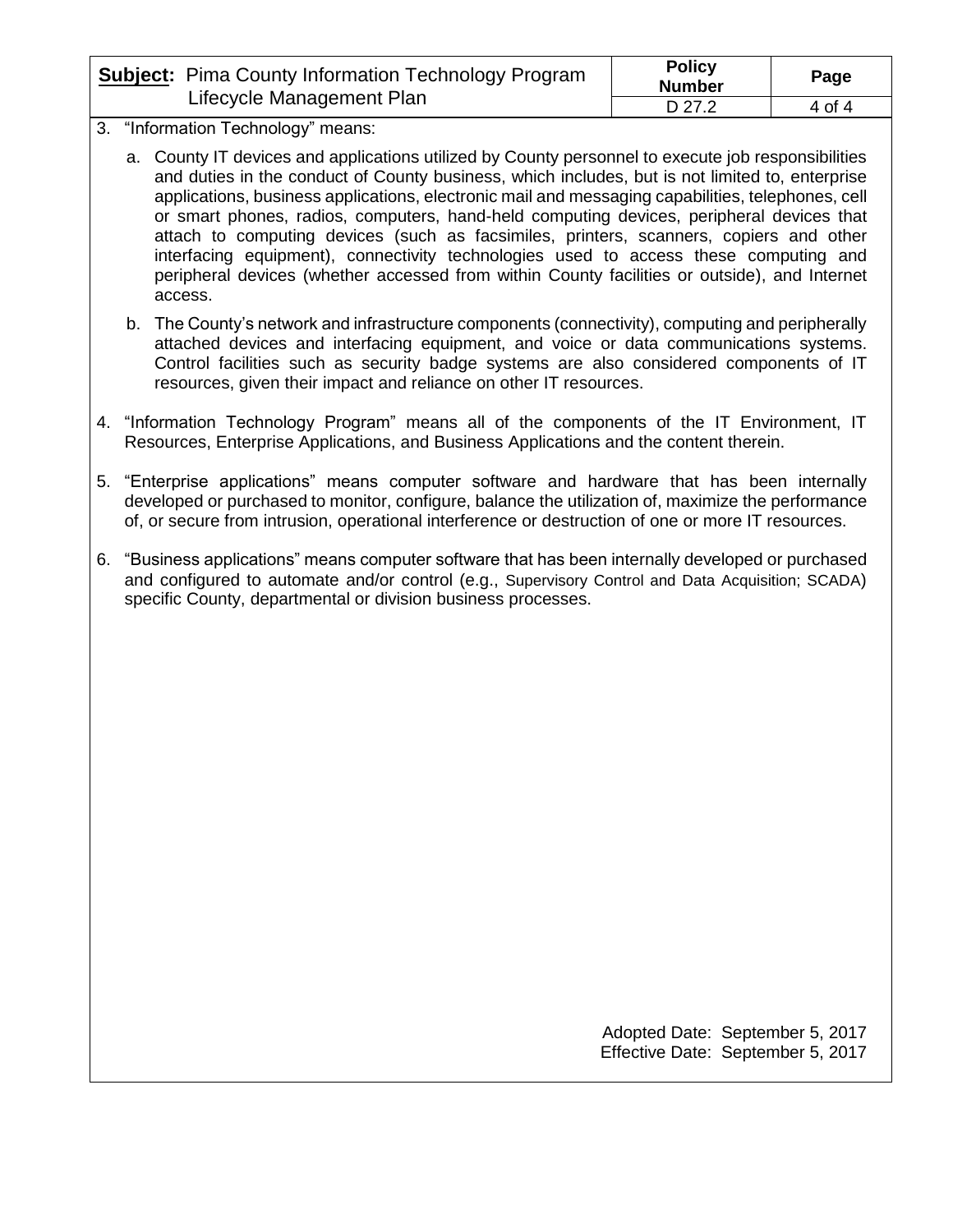3. "Information Technology" means:

   a. County IT devices and applications utilized by County personnel to execute job responsibilities and duties in the conduct of County business, which includes, but is not limited to, enterprise applications, business applications, electronic mail and messaging capabilities, telephones, cell or smart phones, radios, computers, hand-held computing devices, peripheral devices that attach to computing devices (such as facsimiles, printers, scanners, copiers and other interfacing equipment), connectivity technologies used to access these computing and peripheral devices (whether accessed from within County facilities or outside), and Internet access.

   b. The County's network and infrastructure components (connectivity), computing and peripherally attached devices and interfacing equipment, and voice or data communications systems. Control facilities such as security badge systems are also considered components of IT resources, given their impact and reliance on other IT resources.

4. "Information Technology Program" means all of the components of the IT Environment, IT Resources, Enterprise Applications, and Business Applications and the content therein.

5. "Enterprise applications" means computer software and hardware that has been internally developed or purchased to monitor, configure, balance the utilization of, maximize the performance of, or secure from intrusion, operational interference or destruction of one or more IT resources.

6. "Business applications" means computer software that has been internally developed or purchased and configured to automate and/or control (e.g., Supervisory Control and Data Acquisition; SCADA) specific County, departmental or division business processes.

Adopted Date: September 5, 2017
Effective Date: September 5, 2017